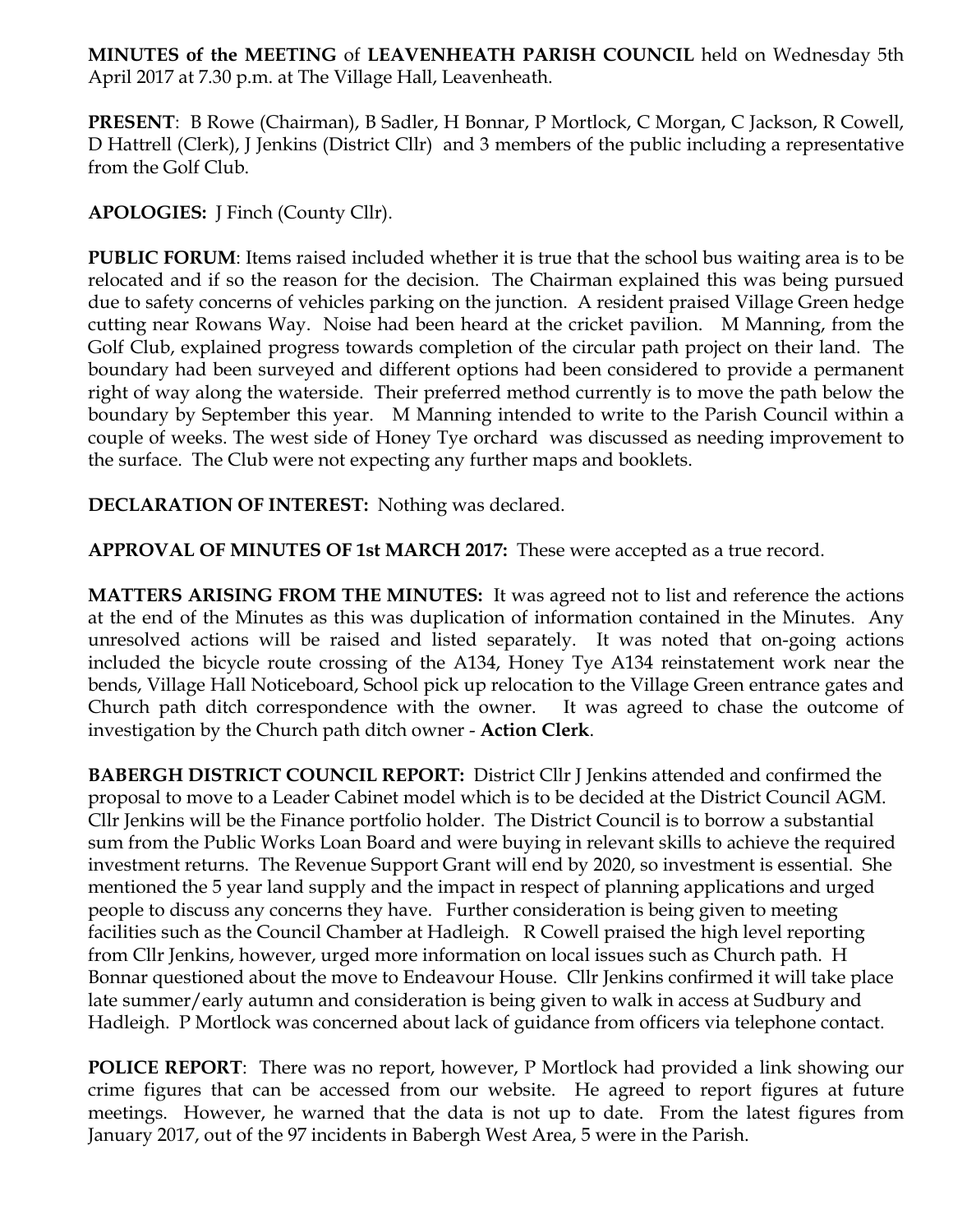**MINUTES of the MEETING** of **LEAVENHEATH PARISH COUNCIL** held on Wednesday 5th April 2017 at 7.30 p.m. at The Village Hall, Leavenheath.

**PRESENT**: B Rowe (Chairman), B Sadler, H Bonnar, P Mortlock, C Morgan, C Jackson, R Cowell, D Hattrell (Clerk), J Jenkins (District Cllr) and 3 members of the public including a representative from the Golf Club.

**APOLOGIES:** J Finch (County Cllr).

**PUBLIC FORUM**: Items raised included whether it is true that the school bus waiting area is to be relocated and if so the reason for the decision. The Chairman explained this was being pursued due to safety concerns of vehicles parking on the junction. A resident praised Village Green hedge cutting near Rowans Way. Noise had been heard at the cricket pavilion. M Manning, from the Golf Club, explained progress towards completion of the circular path project on their land. The boundary had been surveyed and different options had been considered to provide a permanent right of way along the waterside. Their preferred method currently is to move the path below the boundary by September this year. M Manning intended to write to the Parish Council within a couple of weeks. The west side of Honey Tye orchard was discussed as needing improvement to the surface. The Club were not expecting any further maps and booklets.

**DECLARATION OF INTEREST:** Nothing was declared.

**APPROVAL OF MINUTES OF 1st MARCH 2017:** These were accepted as a true record.

**MATTERS ARISING FROM THE MINUTES:** It was agreed not to list and reference the actions at the end of the Minutes as this was duplication of information contained in the Minutes. Any unresolved actions will be raised and listed separately. It was noted that on-going actions included the bicycle route crossing of the A134, Honey Tye A134 reinstatement work near the bends, Village Hall Noticeboard, School pick up relocation to the Village Green entrance gates and Church path ditch correspondence with the owner. It was agreed to chase the outcome of investigation by the Church path ditch owner - **Action Clerk**.

**BABERGH DISTRICT COUNCIL REPORT:** District Cllr J Jenkins attended and confirmed the proposal to move to a Leader Cabinet model which is to be decided at the District Council AGM. Cllr Jenkins will be the Finance portfolio holder. The District Council is to borrow a substantial sum from the Public Works Loan Board and were buying in relevant skills to achieve the required investment returns. The Revenue Support Grant will end by 2020, so investment is essential. She mentioned the 5 year land supply and the impact in respect of planning applications and urged people to discuss any concerns they have. Further consideration is being given to meeting facilities such as the Council Chamber at Hadleigh. R Cowell praised the high level reporting from Cllr Jenkins, however, urged more information on local issues such as Church path. H Bonnar questioned about the move to Endeavour House. Cllr Jenkins confirmed it will take place late summer/early autumn and consideration is being given to walk in access at Sudbury and Hadleigh. P Mortlock was concerned about lack of guidance from officers via telephone contact.

**POLICE REPORT**: There was no report, however, P Mortlock had provided a link showing our crime figures that can be accessed from our website. He agreed to report figures at future meetings. However, he warned that the data is not up to date. From the latest figures from January 2017, out of the 97 incidents in Babergh West Area, 5 were in the Parish.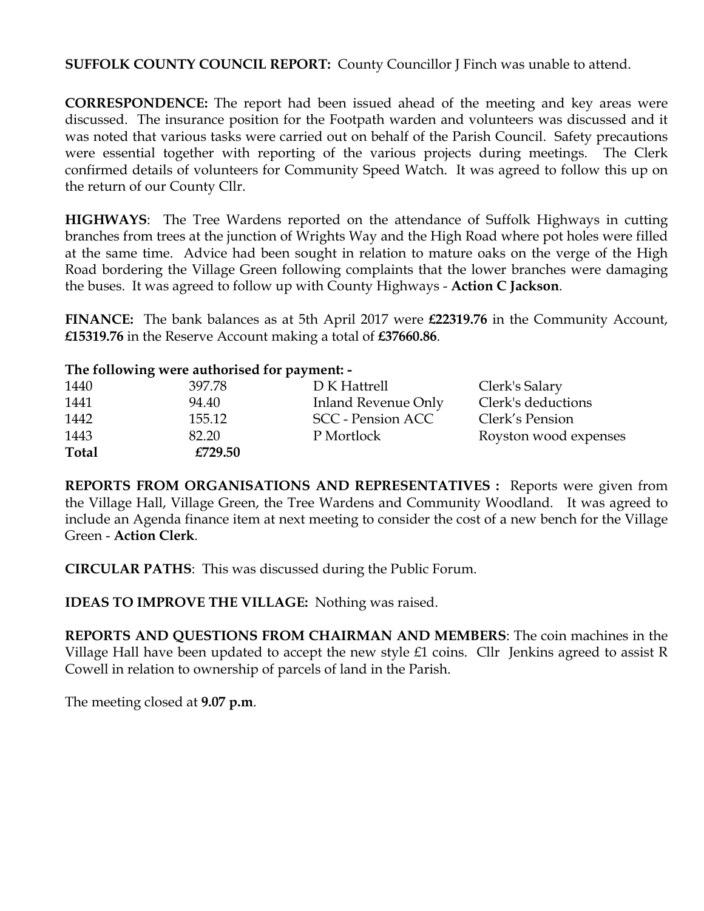**SUFFOLK COUNTY COUNCIL REPORT:** County Councillor J Finch was unable to attend.

**CORRESPONDENCE:** The report had been issued ahead of the meeting and key areas were discussed. The insurance position for the Footpath warden and volunteers was discussed and it was noted that various tasks were carried out on behalf of the Parish Council. Safety precautions were essential together with reporting of the various projects during meetings. The Clerk confirmed details of volunteers for Community Speed Watch. It was agreed to follow this up on the return of our County Cllr.

**HIGHWAYS**: The Tree Wardens reported on the attendance of Suffolk Highways in cutting branches from trees at the junction of Wrights Way and the High Road where pot holes were filled at the same time. Advice had been sought in relation to mature oaks on the verge of the High Road bordering the Village Green following complaints that the lower branches were damaging the buses. It was agreed to follow up with County Highways - **Action C Jackson**.

**FINANCE:** The bank balances as at 5th April 2017 were **£22319.76** in the Community Account, **£15319.76** in the Reserve Account making a total of **£37660.86**.

**The following were authorised for payment: -**

| | | | |
|---|---|---|---|
| 1440 | 397.78 | D K Hattrell | Clerk's Salary |
| 1441 | 94.40 | Inland Revenue Only | Clerk's deductions |
| 1442 | 155.12 | SCC - Pension ACC | Clerk's Pension |
| 1443 | 82.20 | P Mortlock | Royston wood expenses |
| **Total** | **£729.50** | | |

**REPORTS FROM ORGANISATIONS AND REPRESENTATIVES :** Reports were given from the Village Hall, Village Green, the Tree Wardens and Community Woodland. It was agreed to include an Agenda finance item at next meeting to consider the cost of a new bench for the Village Green - **Action Clerk**.

**CIRCULAR PATHS**: This was discussed during the Public Forum.

**IDEAS TO IMPROVE THE VILLAGE:** Nothing was raised.

**REPORTS AND QUESTIONS FROM CHAIRMAN AND MEMBERS**: The coin machines in the Village Hall have been updated to accept the new style £1 coins. Cllr Jenkins agreed to assist R Cowell in relation to ownership of parcels of land in the Parish.

The meeting closed at **9.07 p.m**.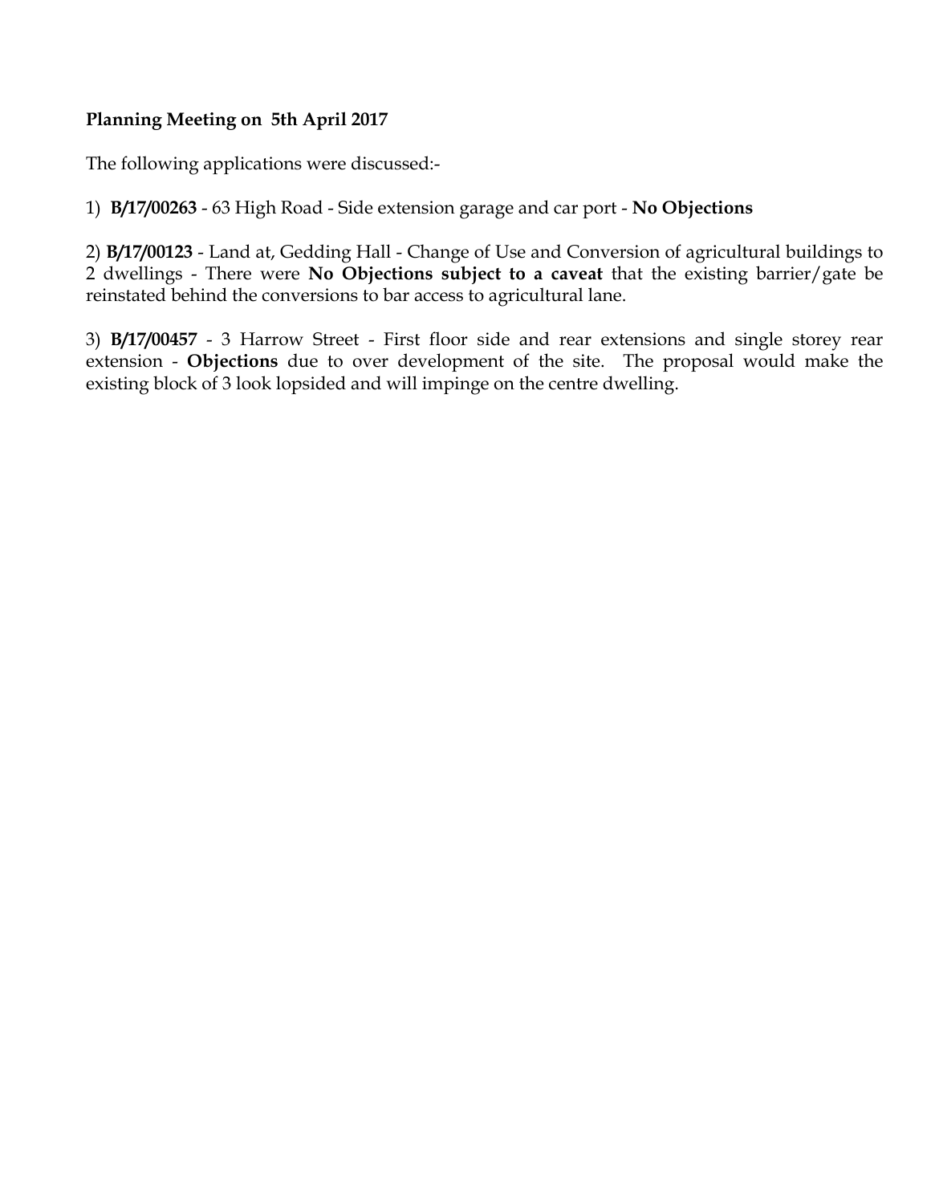**Planning Meeting on 5th April 2017**

The following applications were discussed:-

1) **B/17/00263** - 63 High Road - Side extension garage and car port - **No Objections**

2) **B/17/00123** - Land at, Gedding Hall - Change of Use and Conversion of agricultural buildings to 2 dwellings - There were **No Objections subject to a caveat** that the existing barrier/gate be reinstated behind the conversions to bar access to agricultural lane.

3) **B/17/00457** - 3 Harrow Street - First floor side and rear extensions and single storey rear extension - **Objections** due to over development of the site. The proposal would make the existing block of 3 look lopsided and will impinge on the centre dwelling.